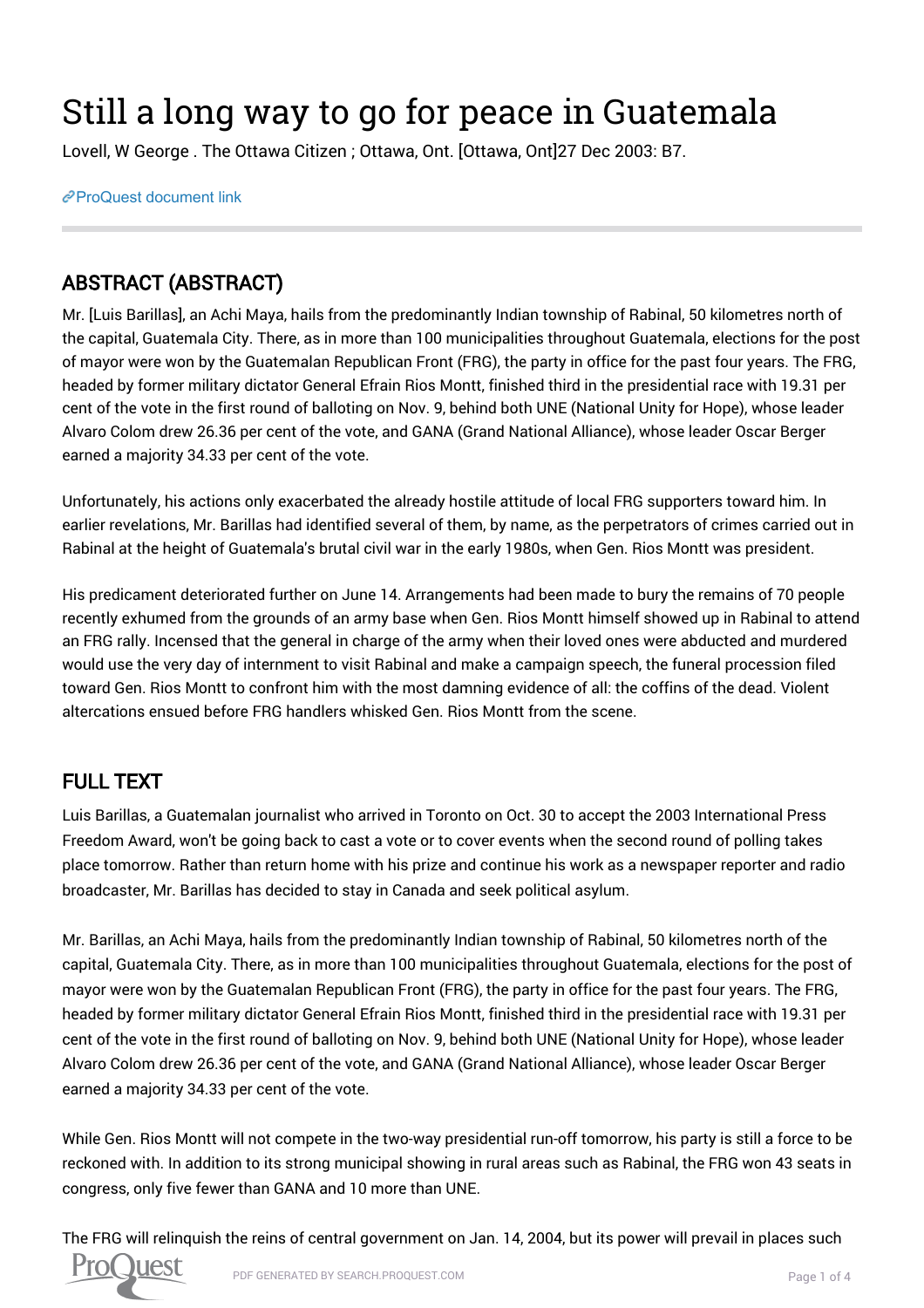# Still a long way to go for peace in Guatemala

Lovell, W George . The Ottawa Citizen ; Ottawa, Ont. [Ottawa, Ont]27 Dec 2003: B7.

ProQuest document link

## ABSTRACT (ABSTRACT)

Mr. [Luis Barillas], an Achi Maya, hails from the predominantly Indian township of Rabinal, 50 kilometres north of the capital, Guatemala City. There, as in more than 100 municipalities throughout Guatemala, elections for the post of mayor were won by the Guatemalan Republican Front (FRG), the party in office for the past four years. The FRG, headed by former military dictator General Efrain Rios Montt, finished third in the presidential race with 19.31 per cent of the vote in the first round of balloting on Nov. 9, behind both UNE (National Unity for Hope), whose leader Alvaro Colom drew 26.36 per cent of the vote, and GANA (Grand National Alliance), whose leader Oscar Berger earned a majority 34.33 per cent of the vote.

Unfortunately, his actions only exacerbated the already hostile attitude of local FRG supporters toward him. In earlier revelations, Mr. Barillas had identified several of them, by name, as the perpetrators of crimes carried out in Rabinal at the height of Guatemala's brutal civil war in the early 1980s, when Gen. Rios Montt was president.

His predicament deteriorated further on June 14. Arrangements had been made to bury the remains of 70 people recently exhumed from the grounds of an army base when Gen. Rios Montt himself showed up in Rabinal to attend an FRG rally. Incensed that the general in charge of the army when their loved ones were abducted and murdered would use the very day of internment to visit Rabinal and make a campaign speech, the funeral procession filed toward Gen. Rios Montt to confront him with the most damning evidence of all: the coffins of the dead. Violent altercations ensued before FRG handlers whisked Gen. Rios Montt from the scene.

## FULL TEXT

Luis Barillas, a Guatemalan journalist who arrived in Toronto on Oct. 30 to accept the 2003 International Press Freedom Award, won't be going back to cast a vote or to cover events when the second round of polling takes place tomorrow. Rather than return home with his prize and continue his work as a newspaper reporter and radio broadcaster, Mr. Barillas has decided to stay in Canada and seek political asylum.

Mr. Barillas, an Achi Maya, hails from the predominantly Indian township of Rabinal, 50 kilometres north of the capital, Guatemala City. There, as in more than 100 municipalities throughout Guatemala, elections for the post of mayor were won by the Guatemalan Republican Front (FRG), the party in office for the past four years. The FRG, headed by former military dictator General Efrain Rios Montt, finished third in the presidential race with 19.31 per cent of the vote in the first round of balloting on Nov. 9, behind both UNE (National Unity for Hope), whose leader Alvaro Colom drew 26.36 per cent of the vote, and GANA (Grand National Alliance), whose leader Oscar Berger earned a majority 34.33 per cent of the vote.

While Gen. Rios Montt will not compete in the two-way presidential run-off tomorrow, his party is still a force to be reckoned with. In addition to its strong municipal showing in rural areas such as Rabinal, the FRG won 43 seats in congress, only five fewer than GANA and 10 more than UNE.

The FRG will relinquish the reins of central government on Jan. 14, 2004, but its power will prevail in places such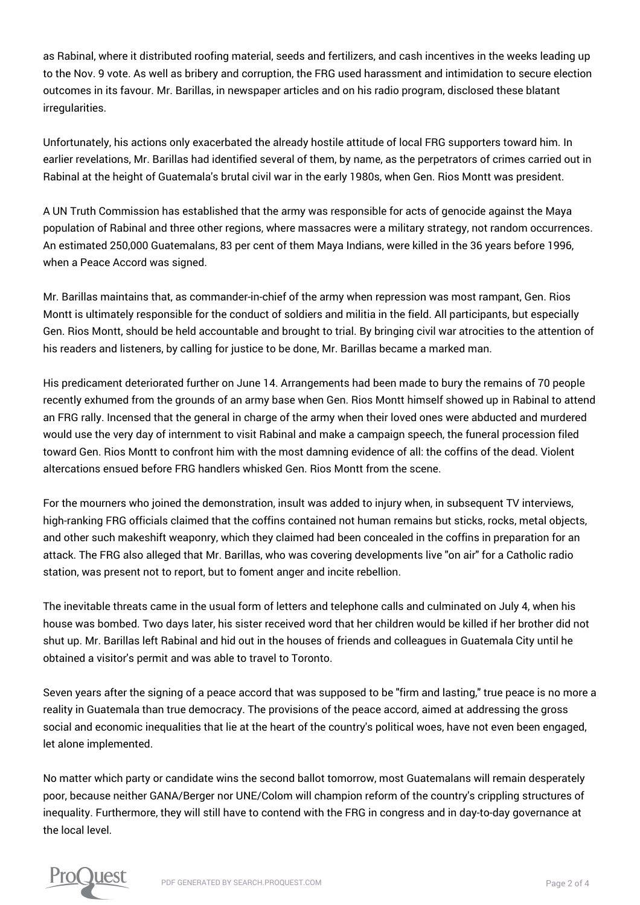as Rabinal, where it distributed roofing material, seeds and fertilizers, and cash incentives in the weeks leading up to the Nov. 9 vote. As well as bribery and corruption, the FRG used harassment and intimidation to secure election outcomes in its favour. Mr. Barillas, in newspaper articles and on his radio program, disclosed these blatant irregularities.

Unfortunately, his actions only exacerbated the already hostile attitude of local FRG supporters toward him. In earlier revelations, Mr. Barillas had identified several of them, by name, as the perpetrators of crimes carried out in Rabinal at the height of Guatemala's brutal civil war in the early 1980s, when Gen. Rios Montt was president.

A UN Truth Commission has established that the army was responsible for acts of genocide against the Maya population of Rabinal and three other regions, where massacres were a military strategy, not random occurrences. An estimated 250,000 Guatemalans, 83 per cent of them Maya Indians, were killed in the 36 years before 1996, when a Peace Accord was signed.

Mr. Barillas maintains that, as commander-in-chief of the army when repression was most rampant, Gen. Rios Montt is ultimately responsible for the conduct of soldiers and militia in the field. All participants, but especially Gen. Rios Montt, should be held accountable and brought to trial. By bringing civil war atrocities to the attention of his readers and listeners, by calling for justice to be done, Mr. Barillas became a marked man.

His predicament deteriorated further on June 14. Arrangements had been made to bury the remains of 70 people recently exhumed from the grounds of an army base when Gen. Rios Montt himself showed up in Rabinal to attend an FRG rally. Incensed that the general in charge of the army when their loved ones were abducted and murdered would use the very day of internment to visit Rabinal and make a campaign speech, the funeral procession filed toward Gen. Rios Montt to confront him with the most damning evidence of all: the coffins of the dead. Violent altercations ensued before FRG handlers whisked Gen. Rios Montt from the scene.

For the mourners who joined the demonstration, insult was added to injury when, in subsequent TV interviews, high-ranking FRG officials claimed that the coffins contained not human remains but sticks, rocks, metal objects, and other such makeshift weaponry, which they claimed had been concealed in the coffins in preparation for an attack. The FRG also alleged that Mr. Barillas, who was covering developments live "on air" for a Catholic radio station, was present not to report, but to foment anger and incite rebellion.

The inevitable threats came in the usual form of letters and telephone calls and culminated on July 4, when his house was bombed. Two days later, his sister received word that her children would be killed if her brother did not shut up. Mr. Barillas left Rabinal and hid out in the houses of friends and colleagues in Guatemala City until he obtained a visitor's permit and was able to travel to Toronto.

Seven years after the signing of a peace accord that was supposed to be "firm and lasting," true peace is no more a reality in Guatemala than true democracy. The provisions of the peace accord, aimed at addressing the gross social and economic inequalities that lie at the heart of the country's political woes, have not even been engaged, let alone implemented.

No matter which party or candidate wins the second ballot tomorrow, most Guatemalans will remain desperately poor, because neither GANA/Berger nor UNE/Colom will champion reform of the country's crippling structures of inequality. Furthermore, they will still have to contend with the FRG in congress and in day-to-day governance at the local level.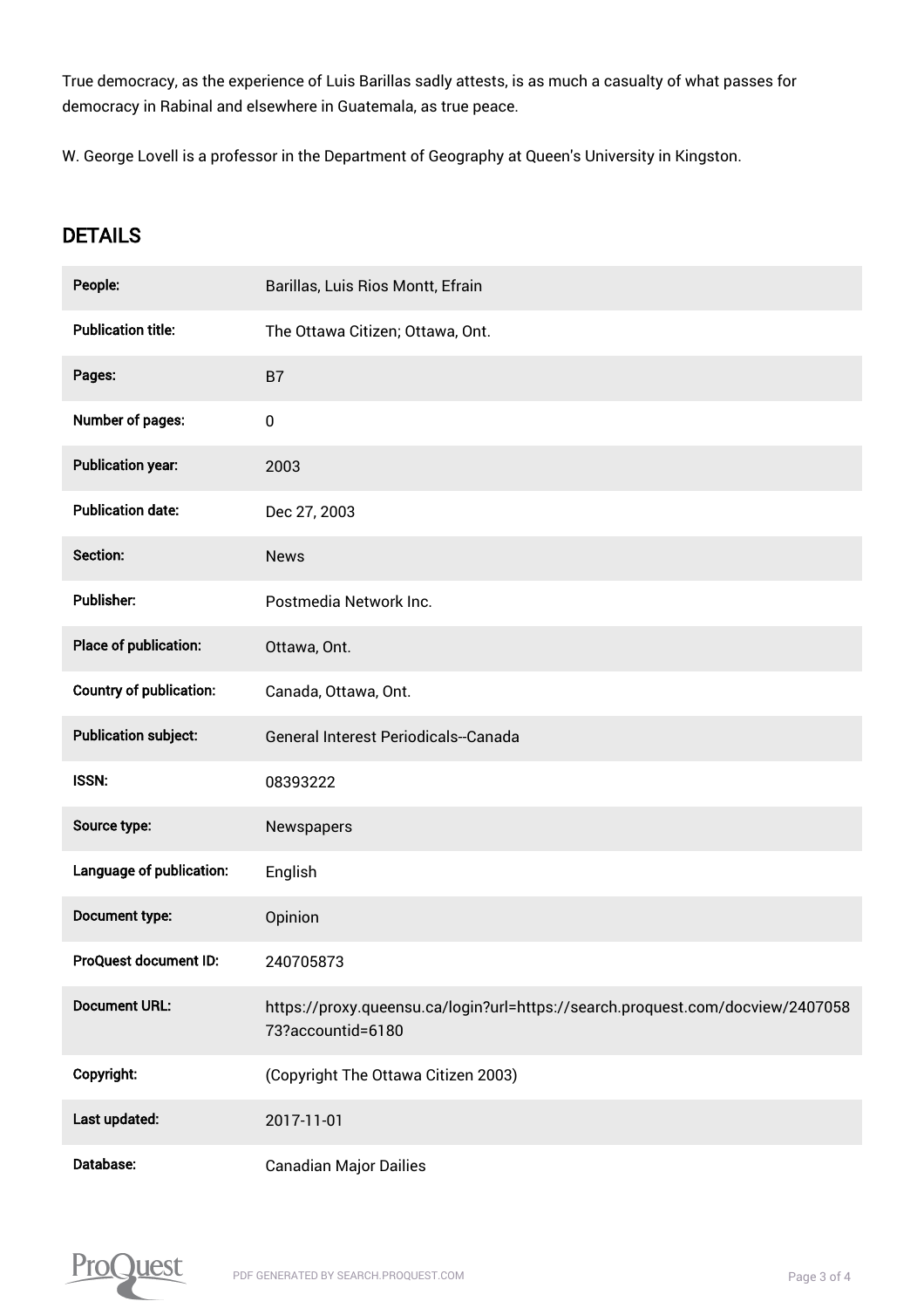True democracy, as the experience of Luis Barillas sadly attests, is as much a casualty of what passes for democracy in Rabinal and elsewhere in Guatemala, as true peace.

W. George Lovell is a professor in the Department of Geography at Queen's University in Kingston.

## DETAILS

| | |
|---|---|
| **People:** | Barillas, Luis Rios Montt, Efrain |
| **Publication title:** | The Ottawa Citizen; Ottawa, Ont. |
| **Pages:** | B7 |
| **Number of pages:** | 0 |
| **Publication year:** | 2003 |
| **Publication date:** | Dec 27, 2003 |
| **Section:** | News |
| **Publisher:** | Postmedia Network Inc. |
| **Place of publication:** | Ottawa, Ont. |
| **Country of publication:** | Canada, Ottawa, Ont. |
| **Publication subject:** | General Interest Periodicals--Canada |
| **ISSN:** | 08393222 |
| **Source type:** | Newspapers |
| **Language of publication:** | English |
| **Document type:** | Opinion |
| **ProQuest document ID:** | 240705873 |
| **Document URL:** | https://proxy.queensu.ca/login?url=https://search.proquest.com/docview/240705873?accountid=6180 |
| **Copyright:** | (Copyright The Ottawa Citizen 2003) |
| **Last updated:** | 2017-11-01 |
| **Database:** | Canadian Major Dailies |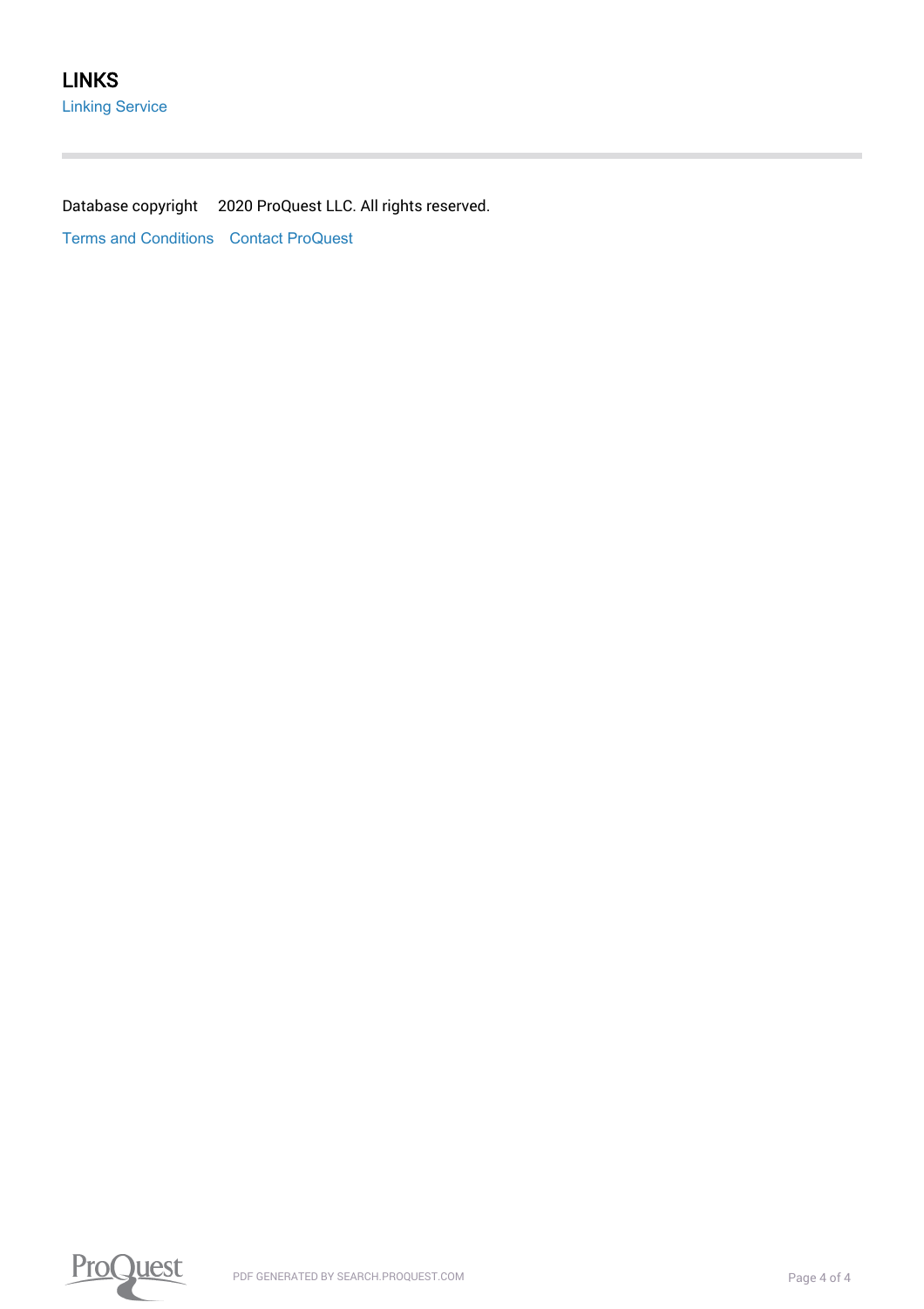## LINKS

Linking Service

Database copyright 2020 ProQuest LLC. All rights reserved.

Terms and Conditions Contact ProQuest